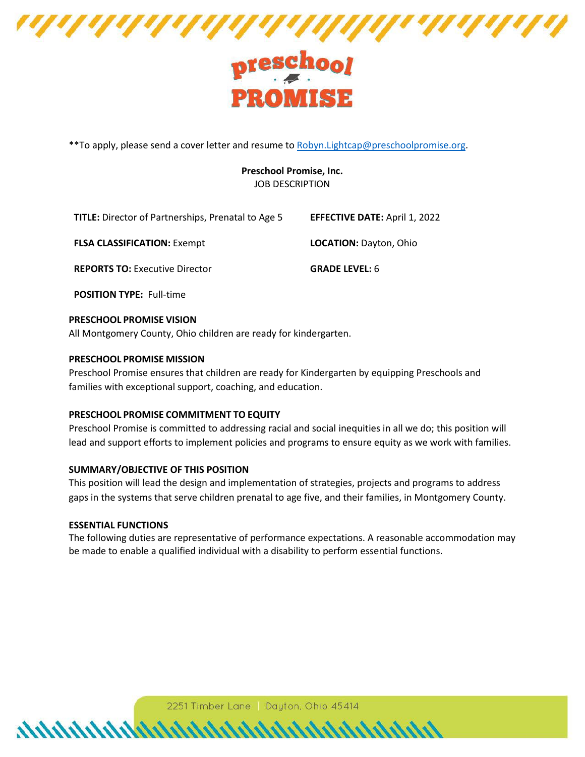**To apply, please send a cover letter and resume to [Robyn.Lightcap@preschoolpromise.org](mailto:Robyn.Lightcap@preschoolpromise.org).

**Preschool Promise, Inc.**
JOB DESCRIPTION

**TITLE:** Director of Partnerships, Prenatal to Age 5

**EFFECTIVE DATE:** April 1, 2022

**FLSA CLASSIFICATION:** Exempt

**LOCATION:** Dayton, Ohio

**REPORTS TO:** Executive Director

**GRADE LEVEL:** 6

**POSITION TYPE:** Full-time

**PRESCHOOL PROMISE VISION**
All Montgomery County, Ohio children are ready for kindergarten.

**PRESCHOOL PROMISE MISSION**
Preschool Promise ensures that children are ready for Kindergarten by equipping Preschools and families with exceptional support, coaching, and education.

**PRESCHOOL PROMISE COMMITMENT TO EQUITY**
Preschool Promise is committed to addressing racial and social inequities in all we do; this position will lead and support efforts to implement policies and programs to ensure equity as we work with families.

**SUMMARY/OBJECTIVE OF THIS POSITION**
This position will lead the design and implementation of strategies, projects and programs to address gaps in the systems that serve children prenatal to age five, and their families, in Montgomery County.

**ESSENTIAL FUNCTIONS**
The following duties are representative of performance expectations. A reasonable accommodation may be made to enable a qualified individual with a disability to perform essential functions.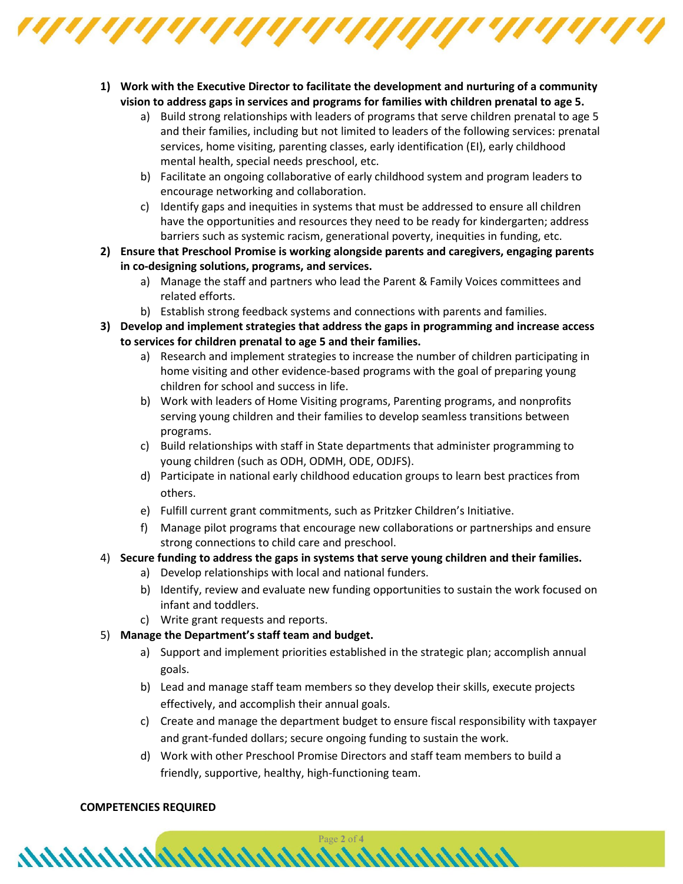1) **Work with the Executive Director to facilitate the development and nurturing of a community vision to address gaps in services and programs for families with children prenatal to age 5.**
    a) Build strong relationships with leaders of programs that serve children prenatal to age 5 and their families, including but not limited to leaders of the following services: prenatal services, home visiting, parenting classes, early identification (EI), early childhood mental health, special needs preschool, etc.
    b) Facilitate an ongoing collaborative of early childhood system and program leaders to encourage networking and collaboration.
    c) Identify gaps and inequities in systems that must be addressed to ensure all children have the opportunities and resources they need to be ready for kindergarten; address barriers such as systemic racism, generational poverty, inequities in funding, etc.
2) **Ensure that Preschool Promise is working alongside parents and caregivers, engaging parents in co-designing solutions, programs, and services.**
    a) Manage the staff and partners who lead the Parent & Family Voices committees and related efforts.
    b) Establish strong feedback systems and connections with parents and families.
3) **Develop and implement strategies that address the gaps in programming and increase access to services for children prenatal to age 5 and their families.**
    a) Research and implement strategies to increase the number of children participating in home visiting and other evidence-based programs with the goal of preparing young children for school and success in life.
    b) Work with leaders of Home Visiting programs, Parenting programs, and nonprofits serving young children and their families to develop seamless transitions between programs.
    c) Build relationships with staff in State departments that administer programming to young children (such as ODH, ODMH, ODE, ODJFS).
    d) Participate in national early childhood education groups to learn best practices from others.
    e) Fulfill current grant commitments, such as Pritzker Children's Initiative.
    f) Manage pilot programs that encourage new collaborations or partnerships and ensure strong connections to child care and preschool.
4) **Secure funding to address the gaps in systems that serve young children and their families.**
    a) Develop relationships with local and national funders.
    b) Identify, review and evaluate new funding opportunities to sustain the work focused on infant and toddlers.
    c) Write grant requests and reports.
5) **Manage the Department's staff team and budget.**
    a) Support and implement priorities established in the strategic plan; accomplish annual goals.
    b) Lead and manage staff team members so they develop their skills, execute projects effectively, and accomplish their annual goals.
    c) Create and manage the department budget to ensure fiscal responsibility with taxpayer and grant-funded dollars; secure ongoing funding to sustain the work.
    d) Work with other Preschool Promise Directors and staff team members to build a friendly, supportive, healthy, high-functioning team.

**COMPETENCIES REQUIRED**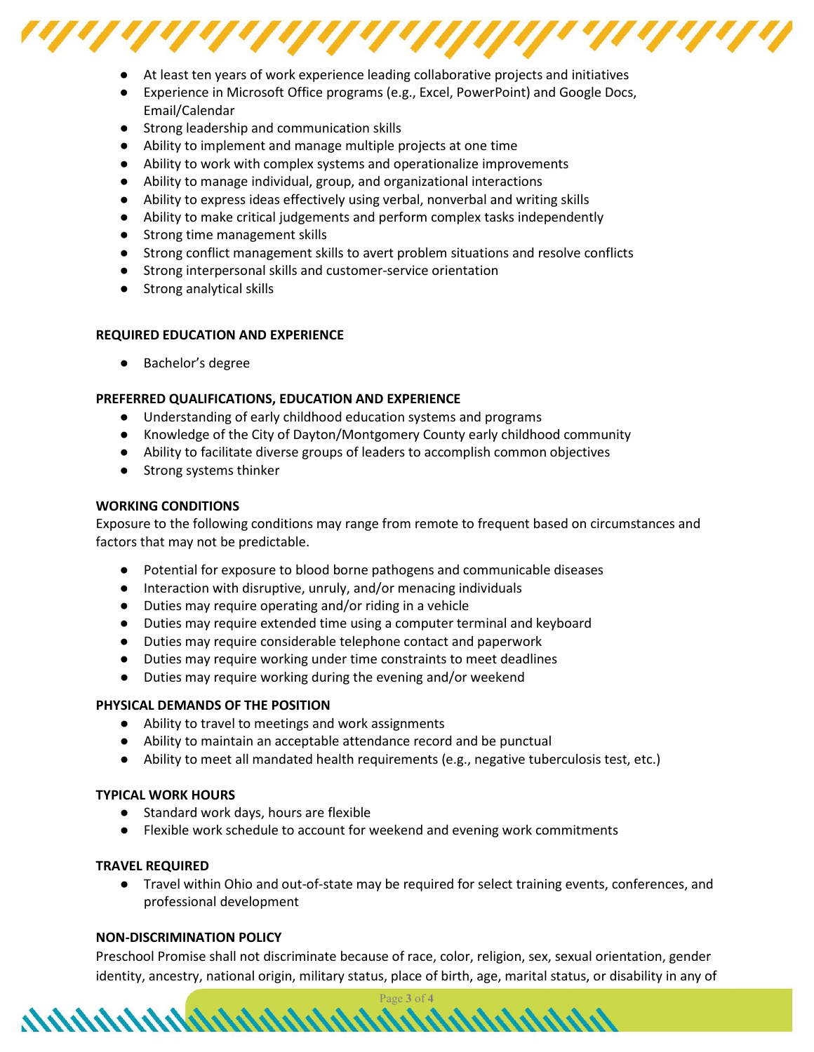- At least ten years of work experience leading collaborative projects and initiatives
- Experience in Microsoft Office programs (e.g., Excel, PowerPoint) and Google Docs, Email/Calendar
- Strong leadership and communication skills
- Ability to implement and manage multiple projects at one time
- Ability to work with complex systems and operationalize improvements
- Ability to manage individual, group, and organizational interactions
- Ability to express ideas effectively using verbal, nonverbal and writing skills
- Ability to make critical judgements and perform complex tasks independently
- Strong time management skills
- Strong conflict management skills to avert problem situations and resolve conflicts
- Strong interpersonal skills and customer-service orientation
- Strong analytical skills

**REQUIRED EDUCATION AND EXPERIENCE**

- Bachelor's degree

**PREFERRED QUALIFICATIONS, EDUCATION AND EXPERIENCE**

- Understanding of early childhood education systems and programs
- Knowledge of the City of Dayton/Montgomery County early childhood community
- Ability to facilitate diverse groups of leaders to accomplish common objectives
- Strong systems thinker

**WORKING CONDITIONS**

Exposure to the following conditions may range from remote to frequent based on circumstances and factors that may not be predictable.

- Potential for exposure to blood borne pathogens and communicable diseases
- Interaction with disruptive, unruly, and/or menacing individuals
- Duties may require operating and/or riding in a vehicle
- Duties may require extended time using a computer terminal and keyboard
- Duties may require considerable telephone contact and paperwork
- Duties may require working under time constraints to meet deadlines
- Duties may require working during the evening and/or weekend

**PHYSICAL DEMANDS OF THE POSITION**

- Ability to travel to meetings and work assignments
- Ability to maintain an acceptable attendance record and be punctual
- Ability to meet all mandated health requirements (e.g., negative tuberculosis test, etc.)

**TYPICAL WORK HOURS**

- Standard work days, hours are flexible
- Flexible work schedule to account for weekend and evening work commitments

**TRAVEL REQUIRED**

- Travel within Ohio and out-of-state may be required for select training events, conferences, and professional development

**NON-DISCRIMINATION POLICY**

Preschool Promise shall not discriminate because of race, color, religion, sex, sexual orientation, gender identity, ancestry, national origin, military status, place of birth, age, marital status, or disability in any of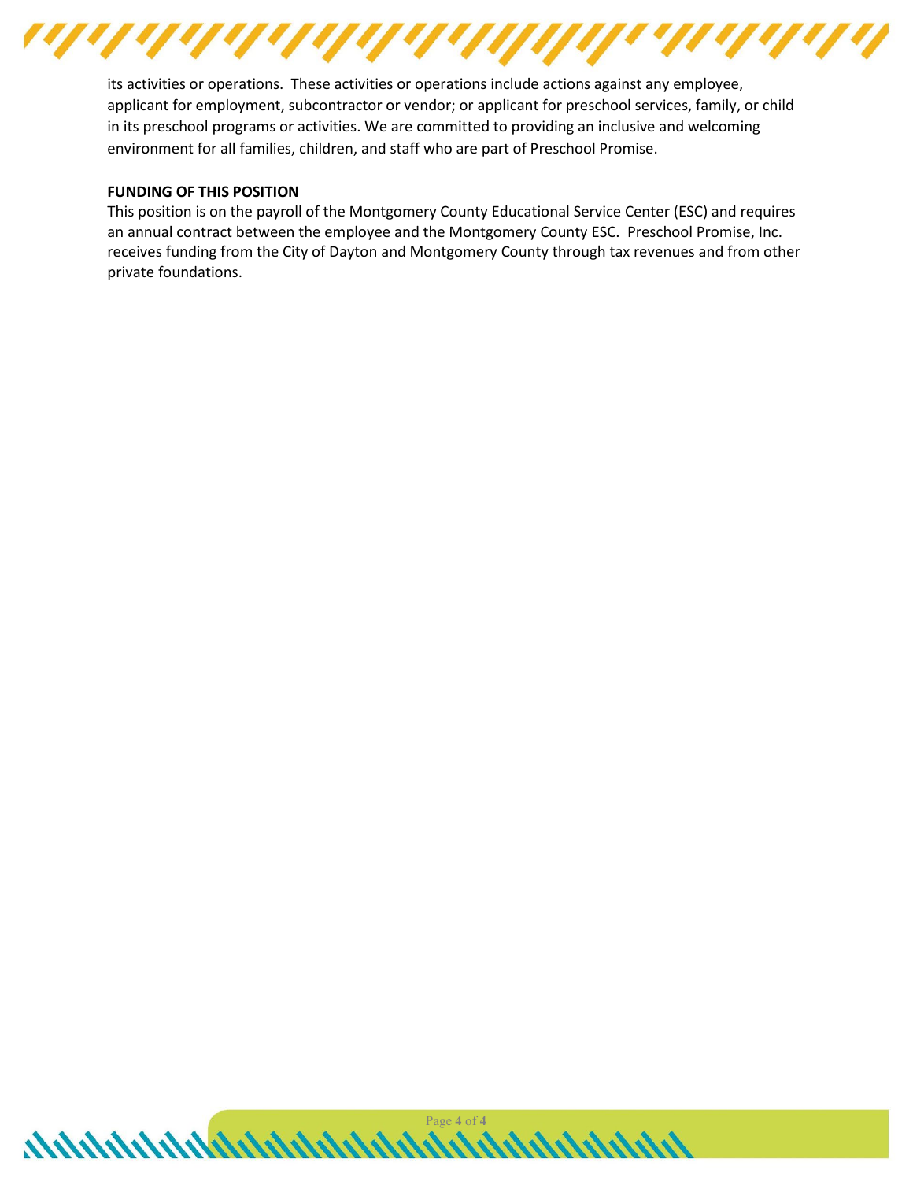its activities or operations. These activities or operations include actions against any employee, applicant for employment, subcontractor or vendor; or applicant for preschool services, family, or child in its preschool programs or activities. We are committed to providing an inclusive and welcoming environment for all families, children, and staff who are part of Preschool Promise.

**FUNDING OF THIS POSITION**

This position is on the payroll of the Montgomery County Educational Service Center (ESC) and requires an annual contract between the employee and the Montgomery County ESC. Preschool Promise, Inc. receives funding from the City of Dayton and Montgomery County through tax revenues and from other private foundations.